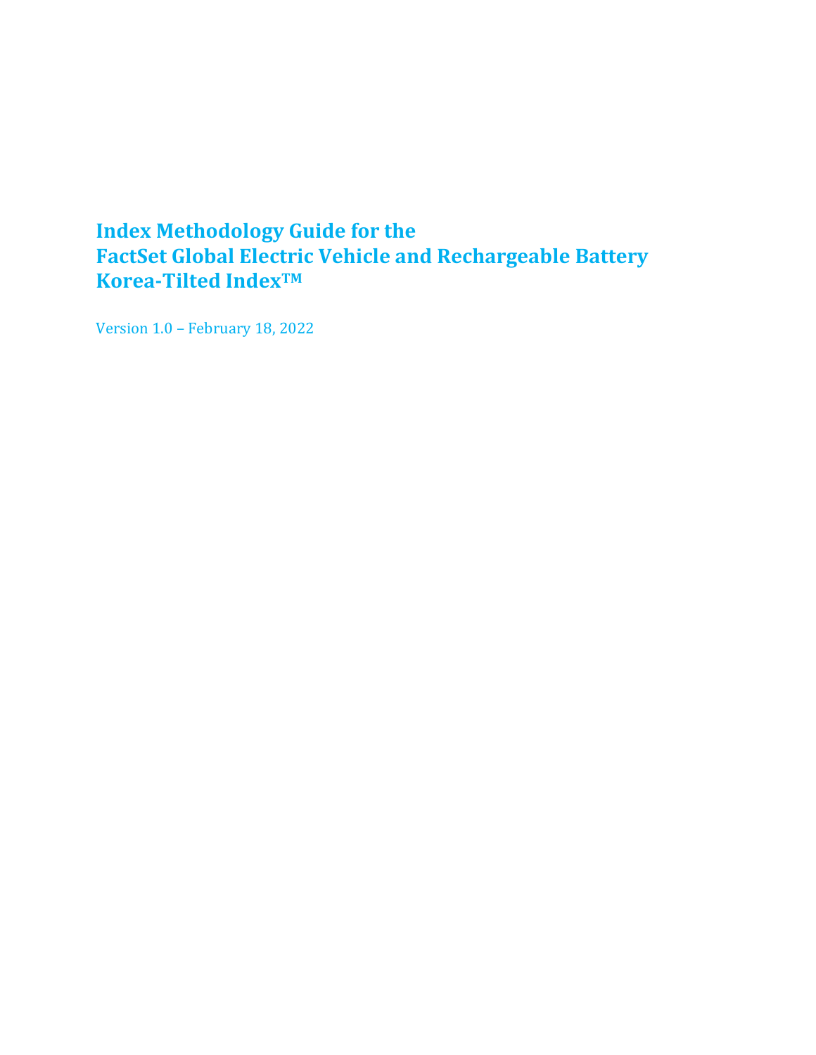# Index Methodology Guide for the FactSet Global Electric Vehicle and Rechargeable Battery Korea-Tilted Index™

Version 1.0 – February 18, 2022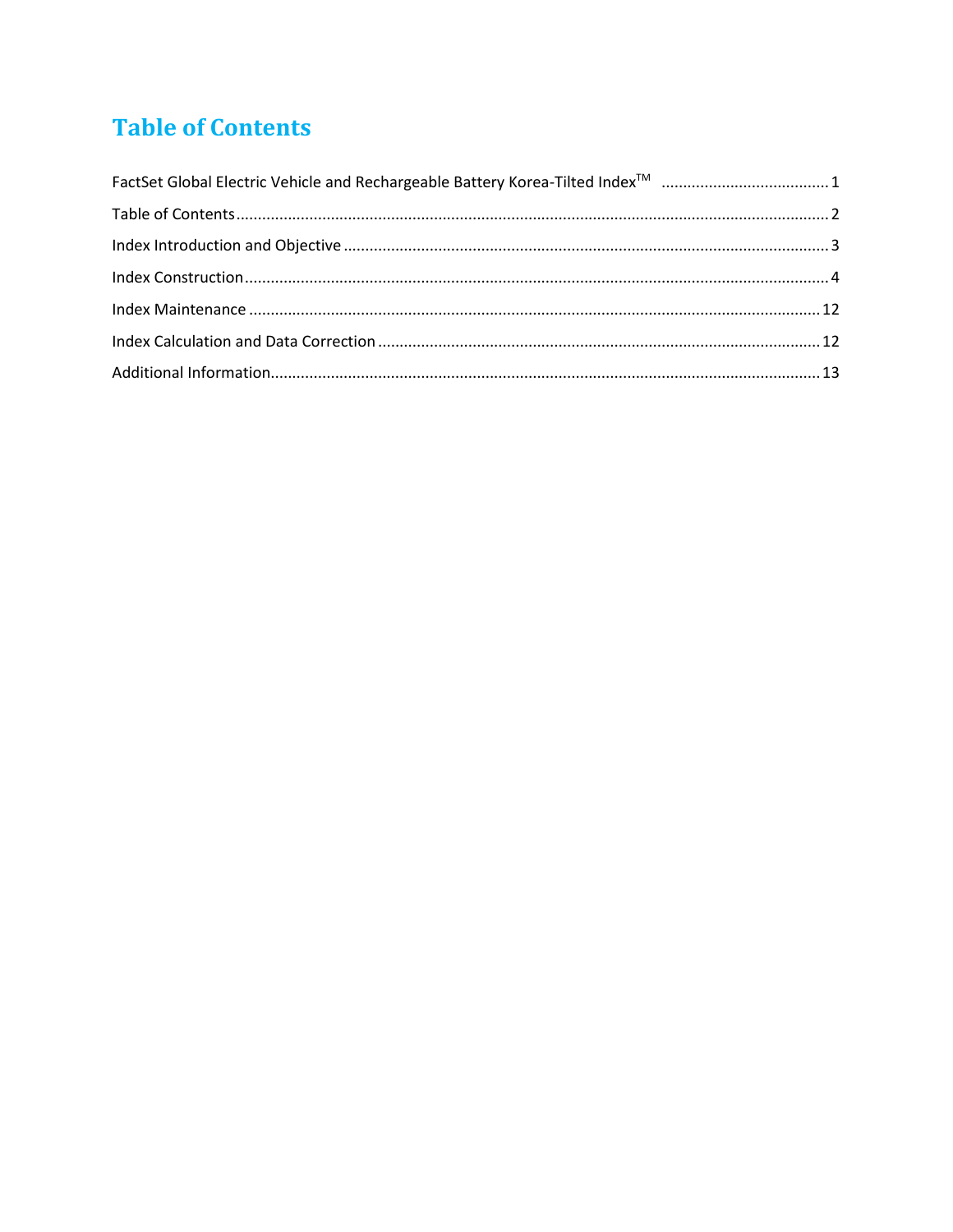# Table of Contents

FactSet Global Electric Vehicle and Rechargeable Battery Korea-Tilted Index™ ...................................... 1

Table of Contents ........................................................................................................................... 2

Index Introduction and Objective ................................................................................................. 3

Index Construction ........................................................................................................................ 4

Index Maintenance ...................................................................................................................... 12

Index Calculation and Data Correction ....................................................................................... 12

Additional Information ................................................................................................................ 13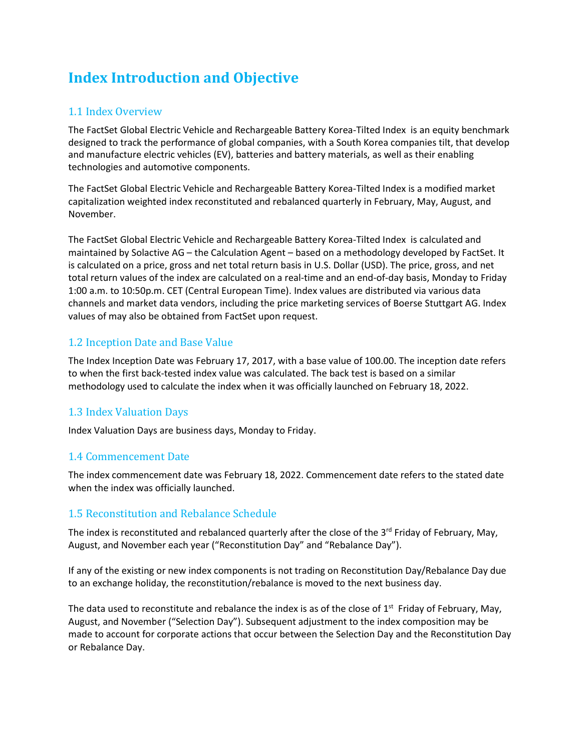# Index Introduction and Objective

## 1.1 Index Overview

The FactSet Global Electric Vehicle and Rechargeable Battery Korea-Tilted Index is an equity benchmark designed to track the performance of global companies, with a South Korea companies tilt, that develop and manufacture electric vehicles (EV), batteries and battery materials, as well as their enabling technologies and automotive components.

The FactSet Global Electric Vehicle and Rechargeable Battery Korea-Tilted Index is a modified market capitalization weighted index reconstituted and rebalanced quarterly in February, May, August, and November.

The FactSet Global Electric Vehicle and Rechargeable Battery Korea-Tilted Index is calculated and maintained by Solactive AG – the Calculation Agent – based on a methodology developed by FactSet. It is calculated on a price, gross and net total return basis in U.S. Dollar (USD). The price, gross, and net total return values of the index are calculated on a real-time and an end-of-day basis, Monday to Friday 1:00 a.m. to 10:50p.m. CET (Central European Time). Index values are distributed via various data channels and market data vendors, including the price marketing services of Boerse Stuttgart AG. Index values of may also be obtained from FactSet upon request.

## 1.2 Inception Date and Base Value

The Index Inception Date was February 17, 2017, with a base value of 100.00. The inception date refers to when the first back-tested index value was calculated. The back test is based on a similar methodology used to calculate the index when it was officially launched on February 18, 2022.

## 1.3 Index Valuation Days

Index Valuation Days are business days, Monday to Friday.

## 1.4 Commencement Date

The index commencement date was February 18, 2022. Commencement date refers to the stated date when the index was officially launched.

## 1.5 Reconstitution and Rebalance Schedule

The index is reconstituted and rebalanced quarterly after the close of the 3rd Friday of February, May, August, and November each year ("Reconstitution Day" and "Rebalance Day").

If any of the existing or new index components is not trading on Reconstitution Day/Rebalance Day due to an exchange holiday, the reconstitution/rebalance is moved to the next business day.

The data used to reconstitute and rebalance the index is as of the close of 1st Friday of February, May, August, and November ("Selection Day"). Subsequent adjustment to the index composition may be made to account for corporate actions that occur between the Selection Day and the Reconstitution Day or Rebalance Day.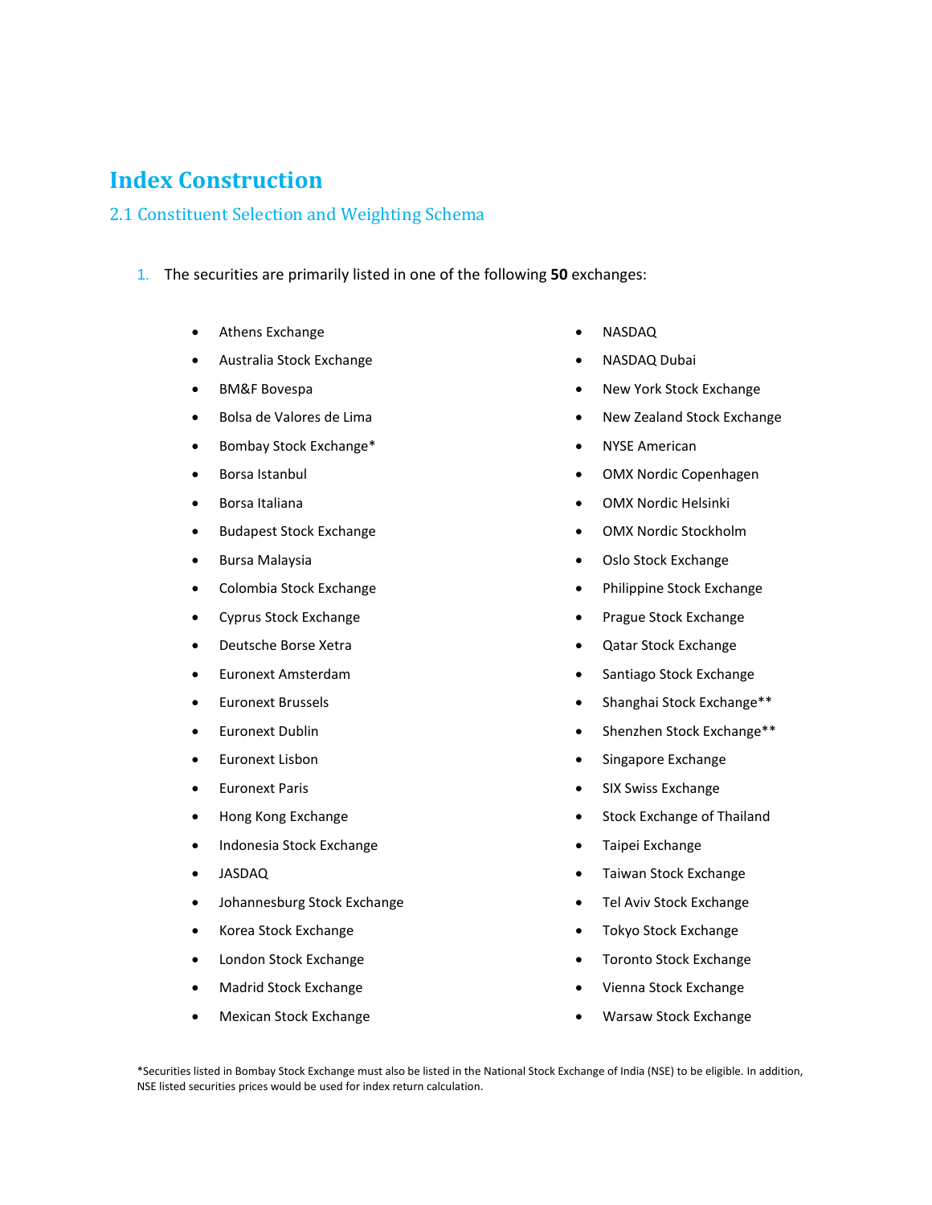# Index Construction

## 2.1 Constituent Selection and Weighting Schema

1. The securities are primarily listed in one of the following **50** exchanges:

- Athens Exchange
- Australia Stock Exchange
- BM&F Bovespa
- Bolsa de Valores de Lima
- Bombay Stock Exchange*
- Borsa Istanbul
- Borsa Italiana
- Budapest Stock Exchange
- Bursa Malaysia
- Colombia Stock Exchange
- Cyprus Stock Exchange
- Deutsche Borse Xetra
- Euronext Amsterdam
- Euronext Brussels
- Euronext Dublin
- Euronext Lisbon
- Euronext Paris
- Hong Kong Exchange
- Indonesia Stock Exchange
- JASDAQ
- Johannesburg Stock Exchange
- Korea Stock Exchange
- London Stock Exchange
- Madrid Stock Exchange
- Mexican Stock Exchange
- NASDAQ
- NASDAQ Dubai
- New York Stock Exchange
- New Zealand Stock Exchange
- NYSE American
- OMX Nordic Copenhagen
- OMX Nordic Helsinki
- OMX Nordic Stockholm
- Oslo Stock Exchange
- Philippine Stock Exchange
- Prague Stock Exchange
- Qatar Stock Exchange
- Santiago Stock Exchange
- Shanghai Stock Exchange**
- Shenzhen Stock Exchange**
- Singapore Exchange
- SIX Swiss Exchange
- Stock Exchange of Thailand
- Taipei Exchange
- Taiwan Stock Exchange
- Tel Aviv Stock Exchange
- Tokyo Stock Exchange
- Toronto Stock Exchange
- Vienna Stock Exchange
- Warsaw Stock Exchange

*Securities listed in Bombay Stock Exchange must also be listed in the National Stock Exchange of India (NSE) to be eligible. In addition, NSE listed securities prices would be used for index return calculation.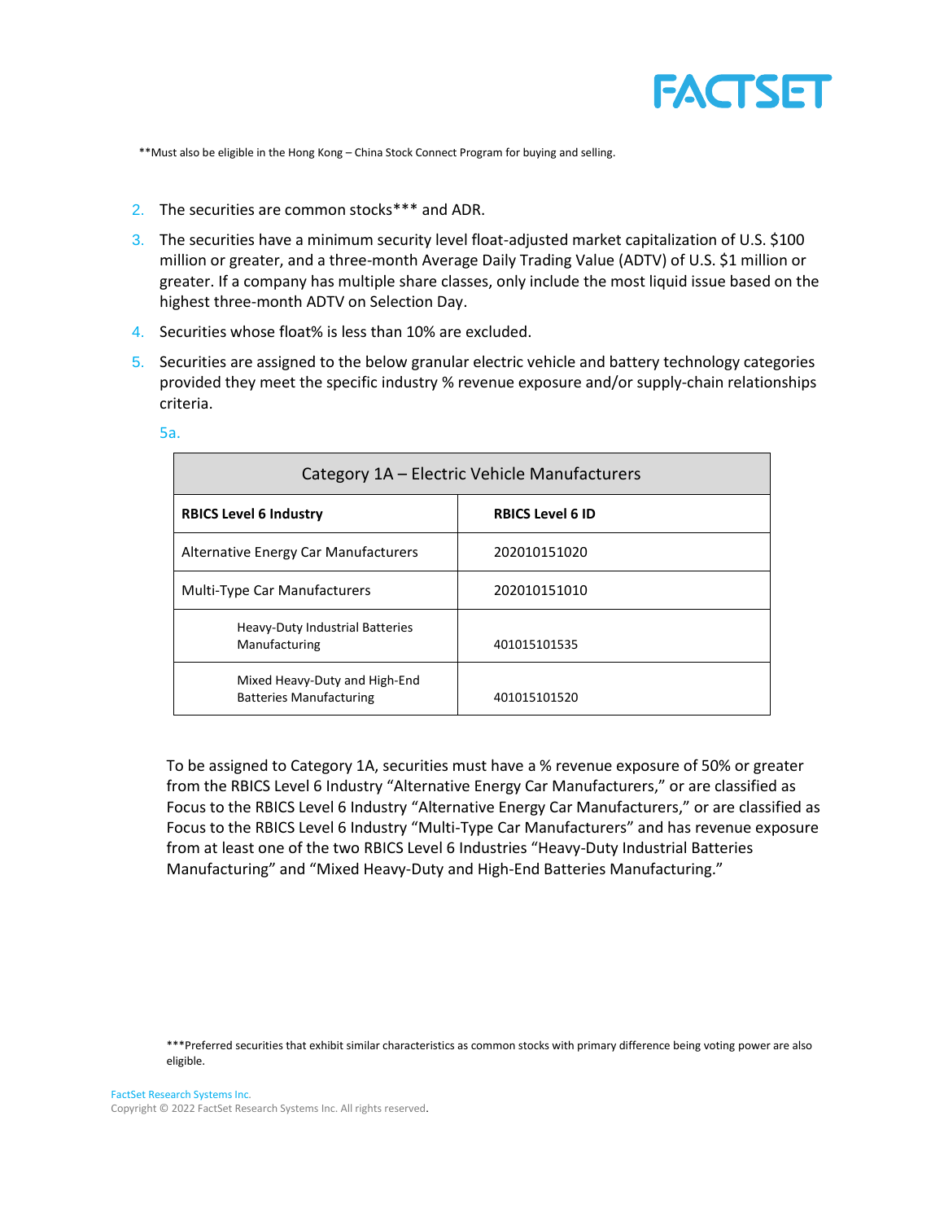**Must also be eligible in the Hong Kong – China Stock Connect Program for buying and selling.

2. The securities are common stocks*** and ADR.
3. The securities have a minimum security level float-adjusted market capitalization of U.S. $100 million or greater, and a three-month Average Daily Trading Value (ADTV) of U.S. $1 million or greater. If a company has multiple share classes, only include the most liquid issue based on the highest three-month ADTV on Selection Day.
4. Securities whose float% is less than 10% are excluded.
5. Securities are assigned to the below granular electric vehicle and battery technology categories provided they meet the specific industry % revenue exposure and/or supply-chain relationships criteria.

5a.

| Category 1A – Electric Vehicle Manufacturers | |
|---|---|
| **RBICS Level 6 Industry** | **RBICS Level 6 ID** |
| Alternative Energy Car Manufacturers | 202010151020 |
| Multi-Type Car Manufacturers | 202010151010 |
| Heavy-Duty Industrial Batteries Manufacturing | 401015101535 |
| Mixed Heavy-Duty and High-End Batteries Manufacturing | 401015101520 |

To be assigned to Category 1A, securities must have a % revenue exposure of 50% or greater from the RBICS Level 6 Industry "Alternative Energy Car Manufacturers," or are classified as Focus to the RBICS Level 6 Industry "Alternative Energy Car Manufacturers," or are classified as Focus to the RBICS Level 6 Industry "Multi-Type Car Manufacturers" and has revenue exposure from at least one of the two RBICS Level 6 Industries "Heavy-Duty Industrial Batteries Manufacturing" and "Mixed Heavy-Duty and High-End Batteries Manufacturing."

***Preferred securities that exhibit similar characteristics as common stocks with primary difference being voting power are also eligible.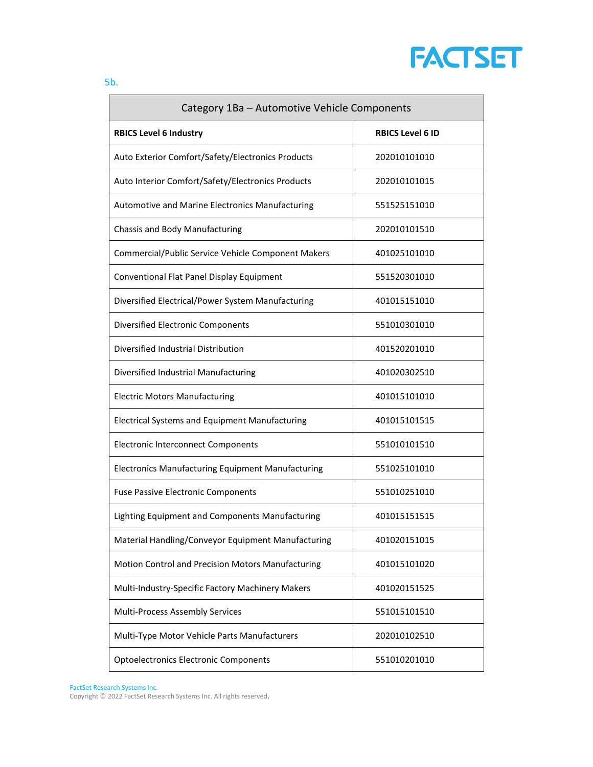5b.

| Category 1Ba – Automotive Vehicle Components | |
|---|---|
| **RBICS Level 6 Industry** | **RBICS Level 6 ID** |
| Auto Exterior Comfort/Safety/Electronics Products | 202010101010 |
| Auto Interior Comfort/Safety/Electronics Products | 202010101015 |
| Automotive and Marine Electronics Manufacturing | 551525151010 |
| Chassis and Body Manufacturing | 202010101510 |
| Commercial/Public Service Vehicle Component Makers | 401025101010 |
| Conventional Flat Panel Display Equipment | 551520301010 |
| Diversified Electrical/Power System Manufacturing | 401015151010 |
| Diversified Electronic Components | 551010301010 |
| Diversified Industrial Distribution | 401520201010 |
| Diversified Industrial Manufacturing | 401020302510 |
| Electric Motors Manufacturing | 401015101010 |
| Electrical Systems and Equipment Manufacturing | 401015101515 |
| Electronic Interconnect Components | 551010101510 |
| Electronics Manufacturing Equipment Manufacturing | 551025101010 |
| Fuse Passive Electronic Components | 551010251010 |
| Lighting Equipment and Components Manufacturing | 401015151515 |
| Material Handling/Conveyor Equipment Manufacturing | 401020151015 |
| Motion Control and Precision Motors Manufacturing | 401015101020 |
| Multi-Industry-Specific Factory Machinery Makers | 401020151525 |
| Multi-Process Assembly Services | 551015101510 |
| Multi-Type Motor Vehicle Parts Manufacturers | 202010102510 |
| Optoelectronics Electronic Components | 551010201010 |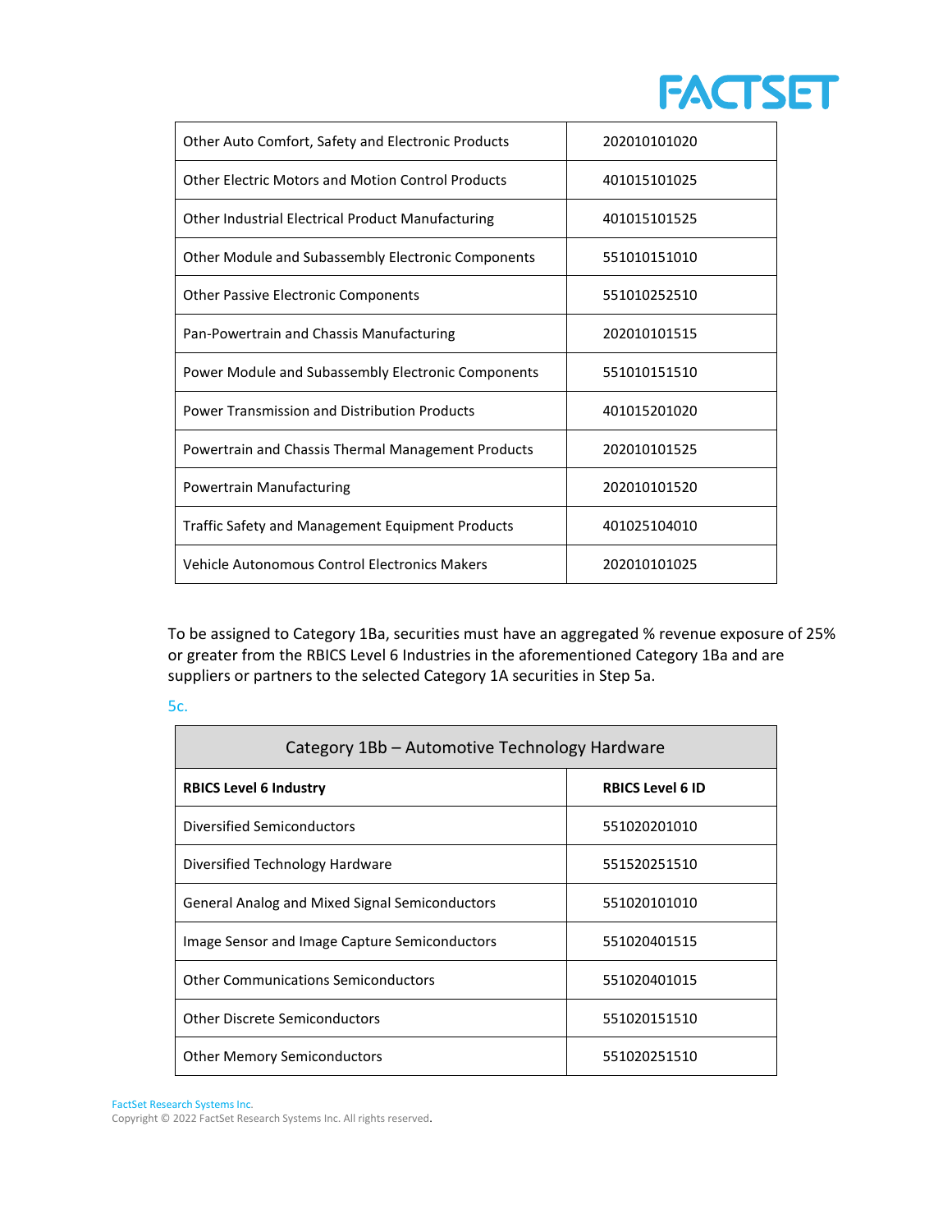| | |
|---|---|
| Other Auto Comfort, Safety and Electronic Products | 202010101020 |
| Other Electric Motors and Motion Control Products | 401015101025 |
| Other Industrial Electrical Product Manufacturing | 401015101525 |
| Other Module and Subassembly Electronic Components | 551010151010 |
| Other Passive Electronic Components | 551010252510 |
| Pan-Powertrain and Chassis Manufacturing | 202010101515 |
| Power Module and Subassembly Electronic Components | 551010151510 |
| Power Transmission and Distribution Products | 401015201020 |
| Powertrain and Chassis Thermal Management Products | 202010101525 |
| Powertrain Manufacturing | 202010101520 |
| Traffic Safety and Management Equipment Products | 401025104010 |
| Vehicle Autonomous Control Electronics Makers | 202010101025 |

To be assigned to Category 1Ba, securities must have an aggregated % revenue exposure of 25% or greater from the RBICS Level 6 Industries in the aforementioned Category 1Ba and are suppliers or partners to the selected Category 1A securities in Step 5a.

5c.

| Category 1Bb – Automotive Technology Hardware | |
|---|---|
| **RBICS Level 6 Industry** | **RBICS Level 6 ID** |
| Diversified Semiconductors | 551020201010 |
| Diversified Technology Hardware | 551520251510 |
| General Analog and Mixed Signal Semiconductors | 551020101010 |
| Image Sensor and Image Capture Semiconductors | 551020401515 |
| Other Communications Semiconductors | 551020401015 |
| Other Discrete Semiconductors | 551020151510 |
| Other Memory Semiconductors | 551020251510 |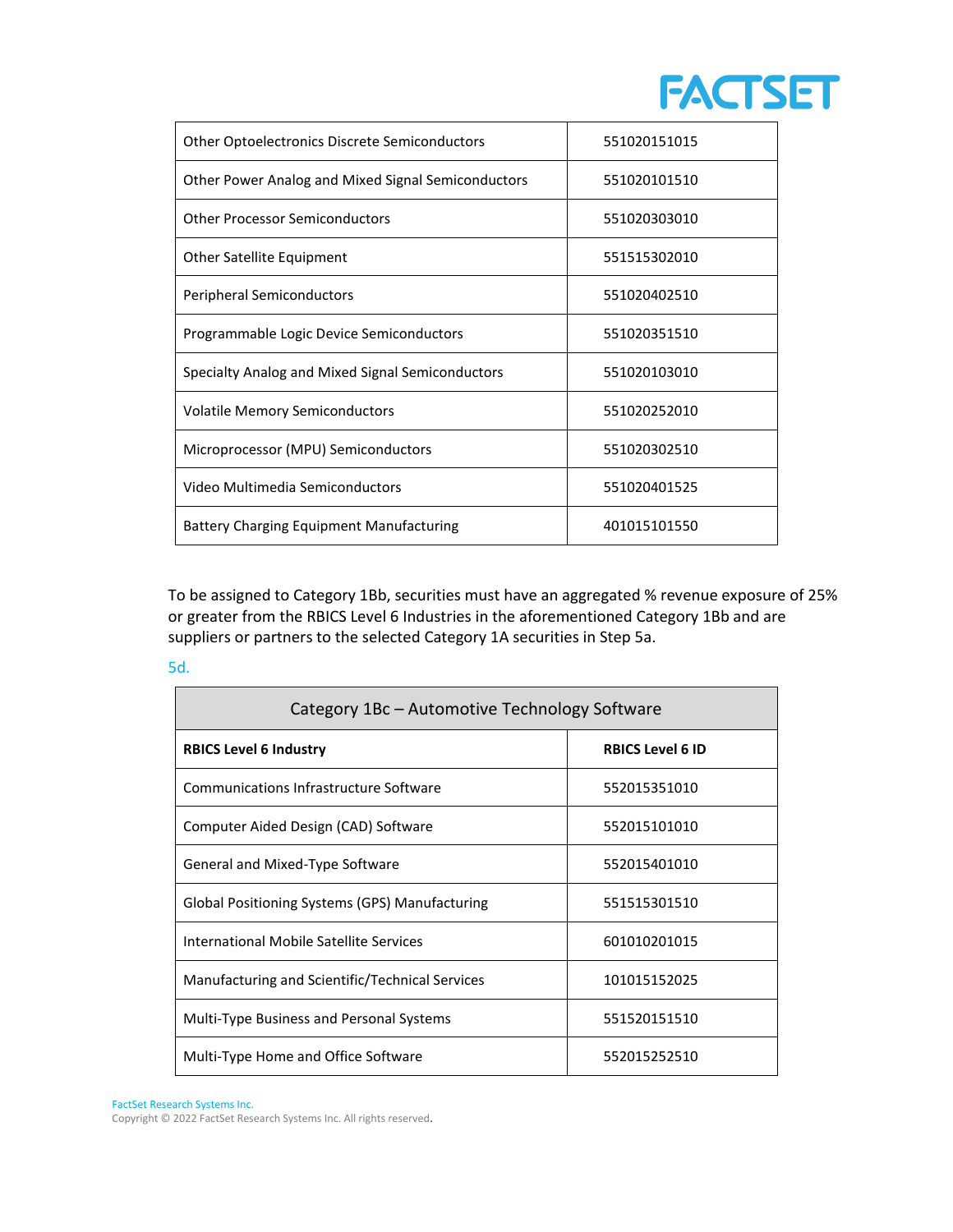| | |
|---|---|
| Other Optoelectronics Discrete Semiconductors | 551020151015 |
| Other Power Analog and Mixed Signal Semiconductors | 551020101510 |
| Other Processor Semiconductors | 551020303010 |
| Other Satellite Equipment | 551515302010 |
| Peripheral Semiconductors | 551020402510 |
| Programmable Logic Device Semiconductors | 551020351510 |
| Specialty Analog and Mixed Signal Semiconductors | 551020103010 |
| Volatile Memory Semiconductors | 551020252010 |
| Microprocessor (MPU) Semiconductors | 551020302510 |
| Video Multimedia Semiconductors | 551020401525 |
| Battery Charging Equipment Manufacturing | 401015101550 |

To be assigned to Category 1Bb, securities must have an aggregated % revenue exposure of 25% or greater from the RBICS Level 6 Industries in the aforementioned Category 1Bb and are suppliers or partners to the selected Category 1A securities in Step 5a.

5d.

| Category 1Bc – Automotive Technology Software | |
|---|---|
| **RBICS Level 6 Industry** | **RBICS Level 6 ID** |
| Communications Infrastructure Software | 552015351010 |
| Computer Aided Design (CAD) Software | 552015101010 |
| General and Mixed-Type Software | 552015401010 |
| Global Positioning Systems (GPS) Manufacturing | 551515301510 |
| International Mobile Satellite Services | 601010201015 |
| Manufacturing and Scientific/Technical Services | 101015152025 |
| Multi-Type Business and Personal Systems | 551520151510 |
| Multi-Type Home and Office Software | 552015252510 |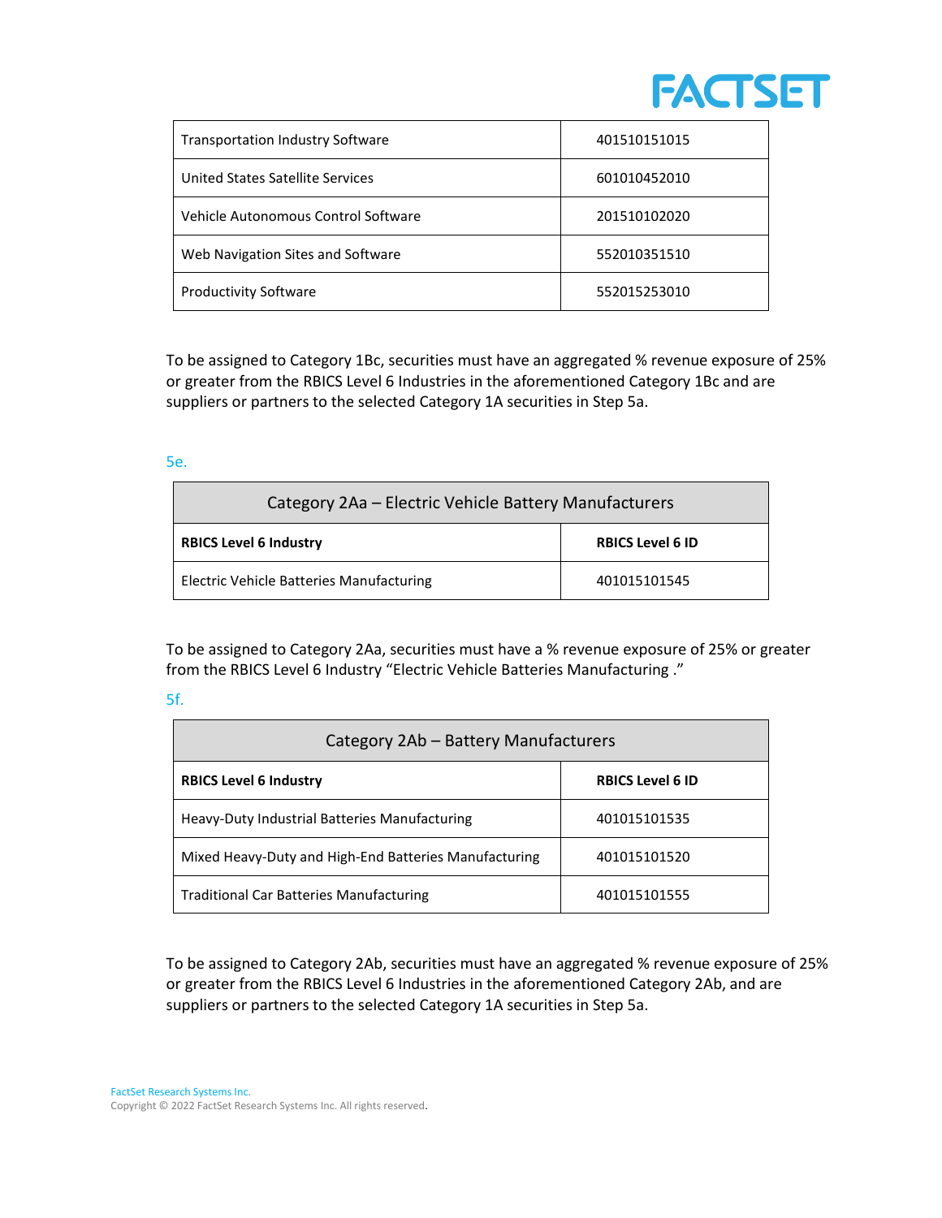| | |
|---|---|
| Transportation Industry Software | 401510151015 |
| United States Satellite Services | 601010452010 |
| Vehicle Autonomous Control Software | 201510102020 |
| Web Navigation Sites and Software | 552010351510 |
| Productivity Software | 552015253010 |

To be assigned to Category 1Bc, securities must have an aggregated % revenue exposure of 25% or greater from the RBICS Level 6 Industries in the aforementioned Category 1Bc and are suppliers or partners to the selected Category 1A securities in Step 5a.

5e.

| Category 2Aa – Electric Vehicle Battery Manufacturers | |
|---|---|
| **RBICS Level 6 Industry** | **RBICS Level 6 ID** |
| Electric Vehicle Batteries Manufacturing | 401015101545 |

To be assigned to Category 2Aa, securities must have a % revenue exposure of 25% or greater from the RBICS Level 6 Industry "Electric Vehicle Batteries Manufacturing ."

5f.

| Category 2Ab – Battery Manufacturers | |
|---|---|
| **RBICS Level 6 Industry** | **RBICS Level 6 ID** |
| Heavy-Duty Industrial Batteries Manufacturing | 401015101535 |
| Mixed Heavy-Duty and High-End Batteries Manufacturing | 401015101520 |
| Traditional Car Batteries Manufacturing | 401015101555 |

To be assigned to Category 2Ab, securities must have an aggregated % revenue exposure of 25% or greater from the RBICS Level 6 Industries in the aforementioned Category 2Ab, and are suppliers or partners to the selected Category 1A securities in Step 5a.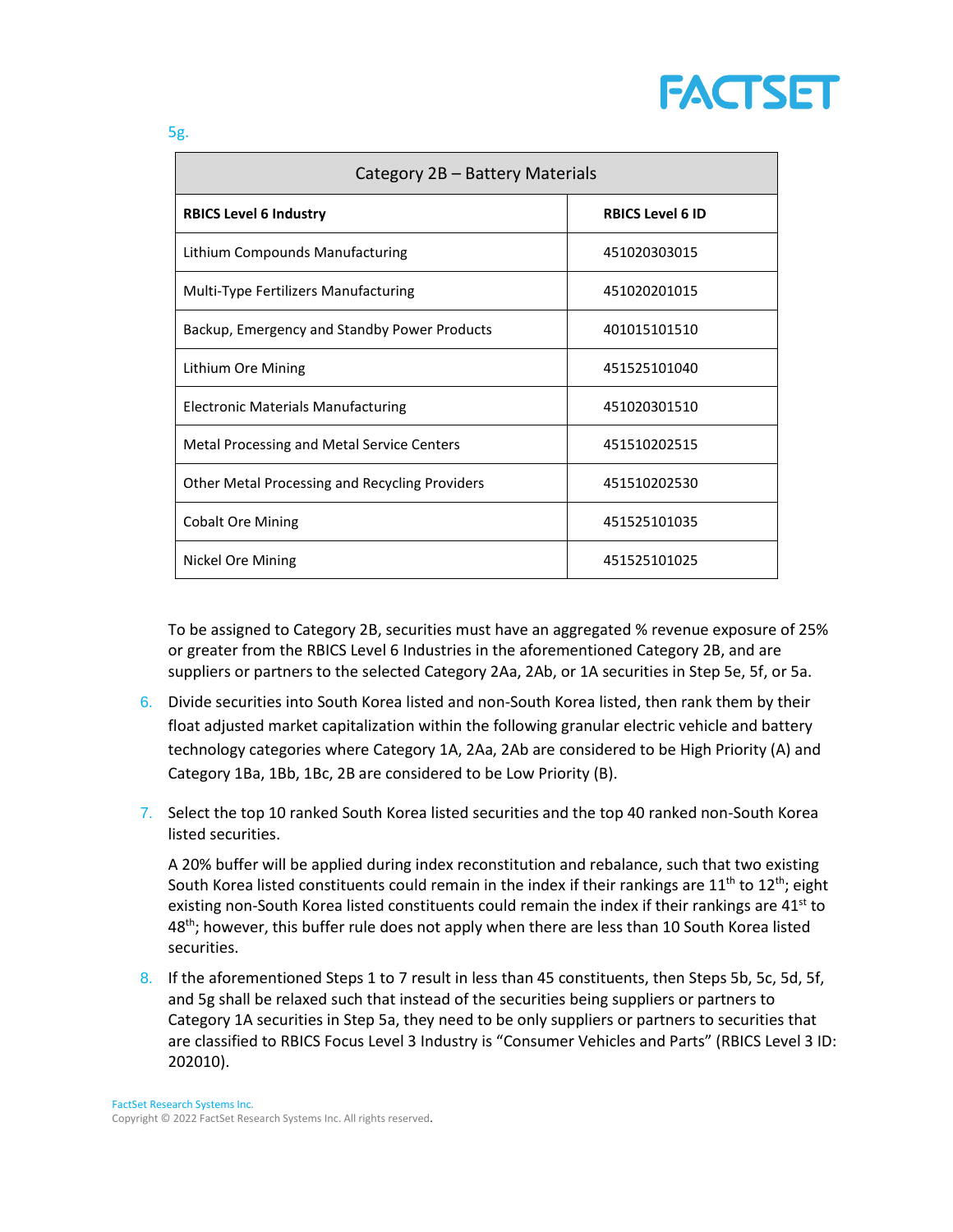5g.

| Category 2B – Battery Materials | |
|---|---|
| **RBICS Level 6 Industry** | **RBICS Level 6 ID** |
| Lithium Compounds Manufacturing | 451020303015 |
| Multi-Type Fertilizers Manufacturing | 451020201015 |
| Backup, Emergency and Standby Power Products | 401015101510 |
| Lithium Ore Mining | 451525101040 |
| Electronic Materials Manufacturing | 451020301510 |
| Metal Processing and Metal Service Centers | 451510202515 |
| Other Metal Processing and Recycling Providers | 451510202530 |
| Cobalt Ore Mining | 451525101035 |
| Nickel Ore Mining | 451525101025 |

To be assigned to Category 2B, securities must have an aggregated % revenue exposure of 25% or greater from the RBICS Level 6 Industries in the aforementioned Category 2B, and are suppliers or partners to the selected Category 2Aa, 2Ab, or 1A securities in Step 5e, 5f, or 5a.

6. Divide securities into South Korea listed and non-South Korea listed, then rank them by their float adjusted market capitalization within the following granular electric vehicle and battery technology categories where Category 1A, 2Aa, 2Ab are considered to be High Priority (A) and Category 1Ba, 1Bb, 1Bc, 2B are considered to be Low Priority (B).

7. Select the top 10 ranked South Korea listed securities and the top 40 ranked non-South Korea listed securities.

   A 20% buffer will be applied during index reconstitution and rebalance, such that two existing South Korea listed constituents could remain in the index if their rankings are 11th to 12th; eight existing non-South Korea listed constituents could remain the index if their rankings are 41st to 48th; however, this buffer rule does not apply when there are less than 10 South Korea listed securities.

8. If the aforementioned Steps 1 to 7 result in less than 45 constituents, then Steps 5b, 5c, 5d, 5f, and 5g shall be relaxed such that instead of the securities being suppliers or partners to Category 1A securities in Step 5a, they need to be only suppliers or partners to securities that are classified to RBICS Focus Level 3 Industry is "Consumer Vehicles and Parts" (RBICS Level 3 ID: 202010).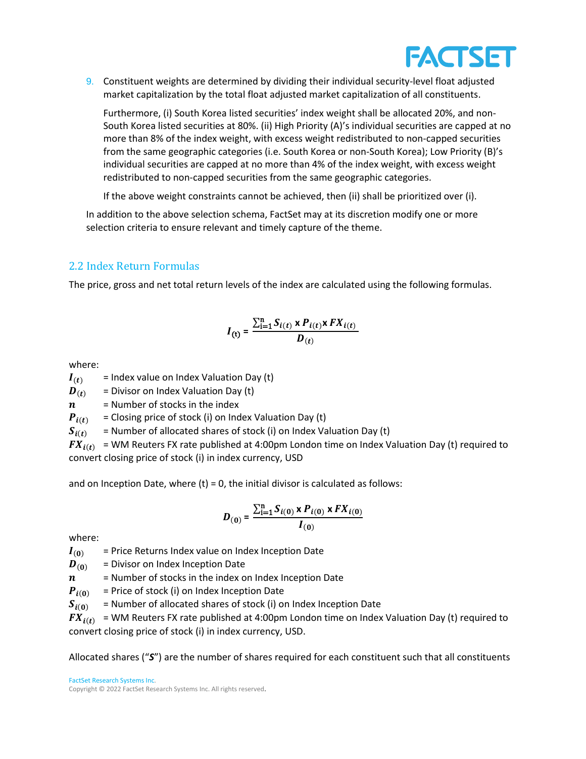9. Constituent weights are determined by dividing their individual security-level float adjusted market capitalization by the total float adjusted market capitalization of all constituents.

   Furthermore, (i) South Korea listed securities' index weight shall be allocated 20%, and non-South Korea listed securities at 80%. (ii) High Priority (A)'s individual securities are capped at no more than 8% of the index weight, with excess weight redistributed to non-capped securities from the same geographic categories (i.e. South Korea or non-South Korea); Low Priority (B)'s individual securities are capped at no more than 4% of the index weight, with excess weight redistributed to non-capped securities from the same geographic categories.

   If the above weight constraints cannot be achieved, then (ii) shall be prioritized over (i).

In addition to the above selection schema, FactSet may at its discretion modify one or more selection criteria to ensure relevant and timely capture of the theme.

## 2.2 Index Return Formulas

The price, gross and net total return levels of the index are calculated using the following formulas.

$$I_{(t)} = \frac{\sum_{i=1}^{n} S_{i(t)} \times P_{i(t)} \times FX_{i(t)}}{D_{(t)}}$$

where:

$I_{(t)}$ = Index value on Index Valuation Day (t)

$D_{(t)}$ = Divisor on Index Valuation Day (t)

$n$ = Number of stocks in the index

$P_{i(t)}$ = Closing price of stock (i) on Index Valuation Day (t)

$S_{i(t)}$ = Number of allocated shares of stock (i) on Index Valuation Day (t)

$FX_{i(t)}$ = WM Reuters FX rate published at 4:00pm London time on Index Valuation Day (t) required to convert closing price of stock (i) in index currency, USD

and on Inception Date, where (t) = 0, the initial divisor is calculated as follows:

$$D_{(0)} = \frac{\sum_{i=1}^{n} S_{i(0)} \times P_{i(0)} \times FX_{i(0)}}{I_{(0)}}$$

where:

$I_{(0)}$ = Price Returns Index value on Index Inception Date

$D_{(0)}$ = Divisor on Index Inception Date

$n$ = Number of stocks in the index on Index Inception Date

$P_{i(0)}$ = Price of stock (i) on Index Inception Date

$S_{i(0)}$ = Number of allocated shares of stock (i) on Index Inception Date

$FX_{i(t)}$ = WM Reuters FX rate published at 4:00pm London time on Index Valuation Day (t) required to convert closing price of stock (i) in index currency, USD.

Allocated shares ("***S***") are the number of shares required for each constituent such that all constituents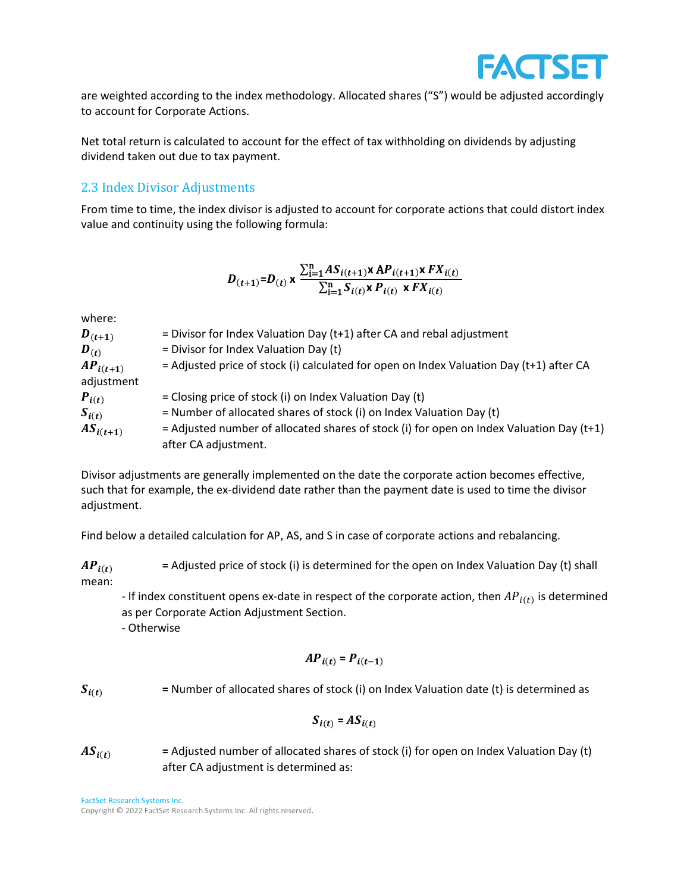are weighted according to the index methodology. Allocated shares ("S") would be adjusted accordingly to account for Corporate Actions.

Net total return is calculated to account for the effect of tax withholding on dividends by adjusting dividend taken out due to tax payment.

## 2.3 Index Divisor Adjustments

From time to time, the index divisor is adjusted to account for corporate actions that could distort index value and continuity using the following formula:

$$D_{(t+1)} = D_{(t)} \times \frac{\sum_{i=1}^{n} AS_{i(t+1)} \times AP_{i(t+1)} \times FX_{i(t)}}{\sum_{i=1}^{n} S_{i(t)} \times P_{i(t)} \times FX_{i(t)}}$$

where:

$D_{(t+1)}$ = Divisor for Index Valuation Day (t+1) after CA and rebal adjustment

$D_{(t)}$ = Divisor for Index Valuation Day (t)

$AP_{i(t+1)}$ = Adjusted price of stock (i) calculated for open on Index Valuation Day (t+1) after CA adjustment

$P_{i(t)}$ = Closing price of stock (i) on Index Valuation Day (t)

$S_{i(t)}$ = Number of allocated shares of stock (i) on Index Valuation Day (t)

$AS_{i(t+1)}$ = Adjusted number of allocated shares of stock (i) for open on Index Valuation Day (t+1) after CA adjustment.

Divisor adjustments are generally implemented on the date the corporate action becomes effective, such that for example, the ex-dividend date rather than the payment date is used to time the divisor adjustment.

Find below a detailed calculation for AP, AS, and S in case of corporate actions and rebalancing.

$AP_{i(t)}$ **=** Adjusted price of stock (i) is determined for the open on Index Valuation Day (t) shall mean:

- If index constituent opens ex-date in respect of the corporate action, then $AP_{i(t)}$ is determined as per Corporate Action Adjustment Section.
- Otherwise

$$AP_{i(t)} = P_{i(t-1)}$$

$S_{i(t)}$ **=** Number of allocated shares of stock (i) on Index Valuation date (t) is determined as

$$S_{i(t)} = AS_{i(t)}$$

$AS_{i(t)}$ **=** Adjusted number of allocated shares of stock (i) for open on Index Valuation Day (t) after CA adjustment is determined as: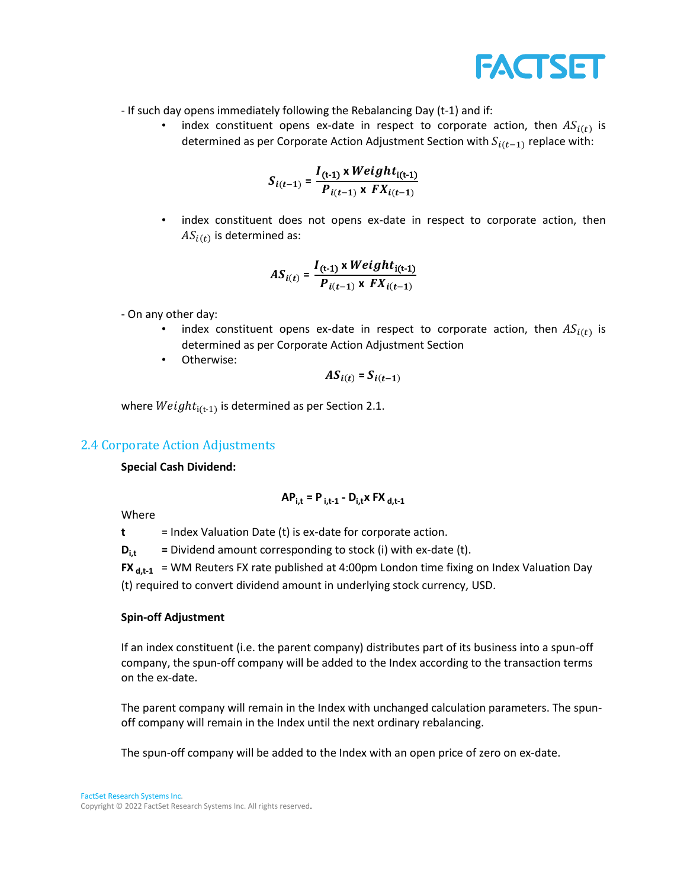- If such day opens immediately following the Rebalancing Day (t-1) and if:

- index constituent opens ex-date in respect to corporate action, then $AS_{i(t)}$ is determined as per Corporate Action Adjustment Section with $S_{i(t-1)}$ replace with:

$$S_{i(t-1)} = \frac{I_{(t-1)} \times Weight_{i(t-1)}}{P_{i(t-1)} \times FX_{i(t-1)}}$$

- index constituent does not opens ex-date in respect to corporate action, then $AS_{i(t)}$ is determined as:

$$AS_{i(t)} = \frac{I_{(t-1)} \times Weight_{i(t-1)}}{P_{i(t-1)} \times FX_{i(t-1)}}$$

- On any other day:

- index constituent opens ex-date in respect to corporate action, then $AS_{i(t)}$ is determined as per Corporate Action Adjustment Section
- Otherwise:

$$AS_{i(t)} = S_{i(t-1)}$$

where $Weight_{i(t-1)}$ is determined as per Section 2.1.

## 2.4 Corporate Action Adjustments

**Special Cash Dividend:**

$$AP_{i,t} = P_{i,t-1} - D_{i,t} \times FX_{d,t-1}$$

Where

**t** = Index Valuation Date (t) is ex-date for corporate action.

$D_{i,t}$ = Dividend amount corresponding to stock (i) with ex-date (t).

$FX_{d,t-1}$ = WM Reuters FX rate published at 4:00pm London time fixing on Index Valuation Day (t) required to convert dividend amount in underlying stock currency, USD.

**Spin-off Adjustment**

If an index constituent (i.e. the parent company) distributes part of its business into a spun-off company, the spun-off company will be added to the Index according to the transaction terms on the ex-date.

The parent company will remain in the Index with unchanged calculation parameters. The spun-off company will remain in the Index until the next ordinary rebalancing.

The spun-off company will be added to the Index with an open price of zero on ex-date.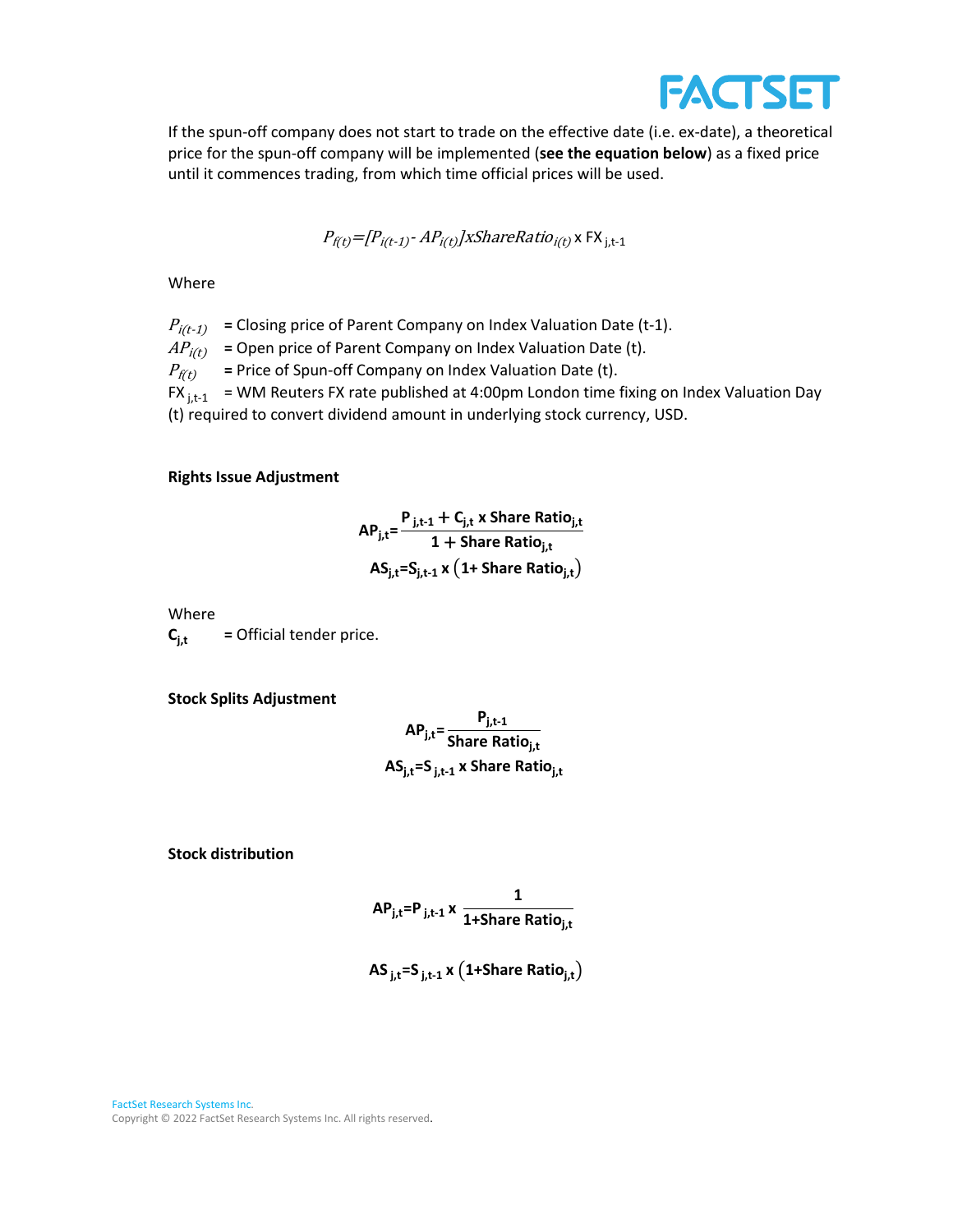If the spun-off company does not start to trade on the effective date (i.e. ex-date), a theoretical price for the spun-off company will be implemented (**see the equation below**) as a fixed price until it commences trading, from which time official prices will be used.

$$P_{f(t)} = [P_{i(t-1)} - AP_{i(t)}] x ShareRatio_{i(t)} \times FX_{j,t-1}$$

Where

$P_{i(t-1)}$ = Closing price of Parent Company on Index Valuation Date (t-1).
$AP_{i(t)}$ = Open price of Parent Company on Index Valuation Date (t).
$P_{f(t)}$ = Price of Spun-off Company on Index Valuation Date (t).
$FX_{j,t-1}$ = WM Reuters FX rate published at 4:00pm London time fixing on Index Valuation Day (t) required to convert dividend amount in underlying stock currency, USD.

**Rights Issue Adjustment**

$$AP_{j,t} = \frac{P_{j,t-1} + C_{j,t} \times \text{Share Ratio}_{j,t}}{1 + \text{Share Ratio}_{j,t}}$$

$$AS_{j,t} = S_{j,t-1} \times \left(1 + \text{Share Ratio}_{j,t}\right)$$

Where
$C_{j,t}$ = Official tender price.

**Stock Splits Adjustment**

$$AP_{j,t} = \frac{P_{j,t-1}}{\text{Share Ratio}_{j,t}}$$

$$AS_{j,t} = S_{j,t-1} \times \text{Share Ratio}_{j,t}$$

**Stock distribution**

$$AP_{j,t} = P_{j,t-1} \times \frac{1}{1 + \text{Share Ratio}_{j,t}}$$

$$AS_{j,t} = S_{j,t-1} \times \left(1 + \text{Share Ratio}_{j,t}\right)$$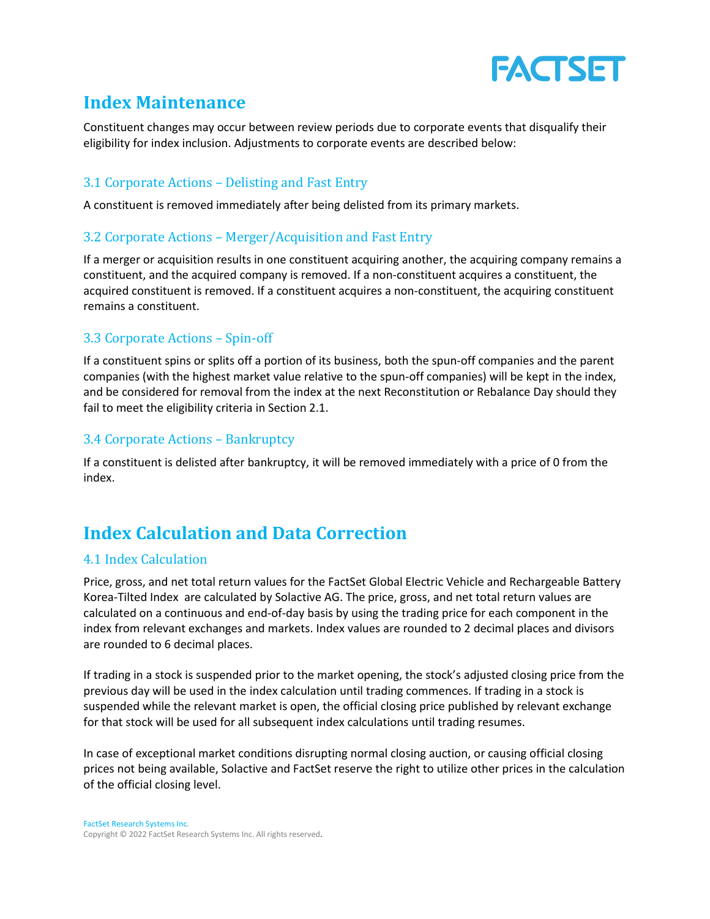## Index Maintenance

Constituent changes may occur between review periods due to corporate events that disqualify their eligibility for index inclusion. Adjustments to corporate events are described below:

### 3.1 Corporate Actions – Delisting and Fast Entry

A constituent is removed immediately after being delisted from its primary markets.

### 3.2 Corporate Actions – Merger/Acquisition and Fast Entry

If a merger or acquisition results in one constituent acquiring another, the acquiring company remains a constituent, and the acquired company is removed. If a non-constituent acquires a constituent, the acquired constituent is removed. If a constituent acquires a non-constituent, the acquiring constituent remains a constituent.

### 3.3 Corporate Actions – Spin-off

If a constituent spins or splits off a portion of its business, both the spun-off companies and the parent companies (with the highest market value relative to the spun-off companies) will be kept in the index, and be considered for removal from the index at the next Reconstitution or Rebalance Day should they fail to meet the eligibility criteria in Section 2.1.

### 3.4 Corporate Actions – Bankruptcy

If a constituent is delisted after bankruptcy, it will be removed immediately with a price of 0 from the index.

## Index Calculation and Data Correction

### 4.1 Index Calculation

Price, gross, and net total return values for the FactSet Global Electric Vehicle and Rechargeable Battery Korea-Tilted Index are calculated by Solactive AG. The price, gross, and net total return values are calculated on a continuous and end-of-day basis by using the trading price for each component in the index from relevant exchanges and markets. Index values are rounded to 2 decimal places and divisors are rounded to 6 decimal places.

If trading in a stock is suspended prior to the market opening, the stock's adjusted closing price from the previous day will be used in the index calculation until trading commences. If trading in a stock is suspended while the relevant market is open, the official closing price published by relevant exchange for that stock will be used for all subsequent index calculations until trading resumes.

In case of exceptional market conditions disrupting normal closing auction, or causing official closing prices not being available, Solactive and FactSet reserve the right to utilize other prices in the calculation of the official closing level.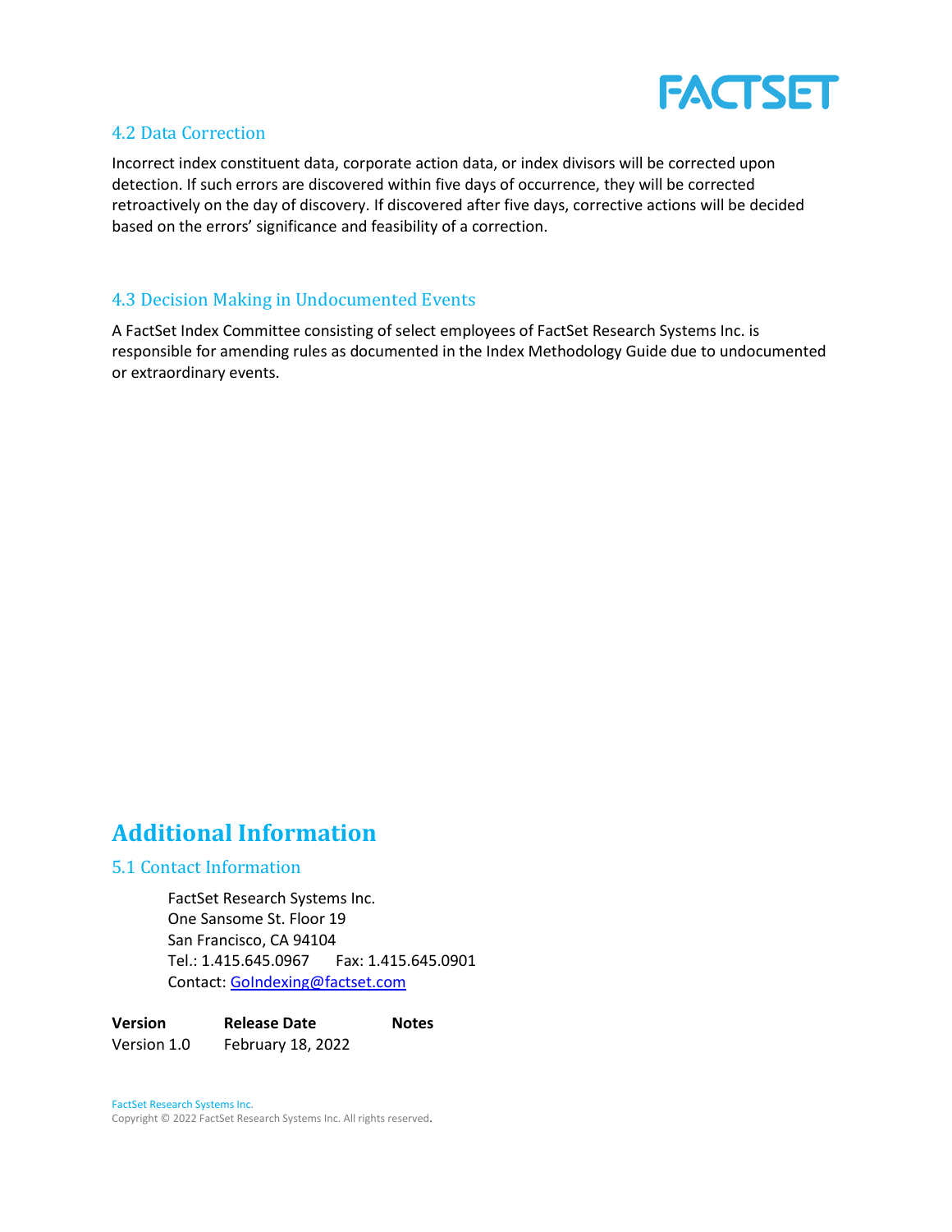### 4.2 Data Correction

Incorrect index constituent data, corporate action data, or index divisors will be corrected upon detection. If such errors are discovered within five days of occurrence, they will be corrected retroactively on the day of discovery. If discovered after five days, corrective actions will be decided based on the errors' significance and feasibility of a correction.

### 4.3 Decision Making in Undocumented Events

A FactSet Index Committee consisting of select employees of FactSet Research Systems Inc. is responsible for amending rules as documented in the Index Methodology Guide due to undocumented or extraordinary events.

## Additional Information

### 5.1 Contact Information

FactSet Research Systems Inc.
One Sansome St. Floor 19
San Francisco, CA 94104
Tel.: 1.415.645.0967 Fax: 1.415.645.0901
Contact: GoIndexing@factset.com

| Version | Release Date | Notes |
| --- | --- | --- |
| Version 1.0 | February 18, 2022 | |

FactSet Research Systems Inc.
Copyright © 2022 FactSet Research Systems Inc. All rights reserved.